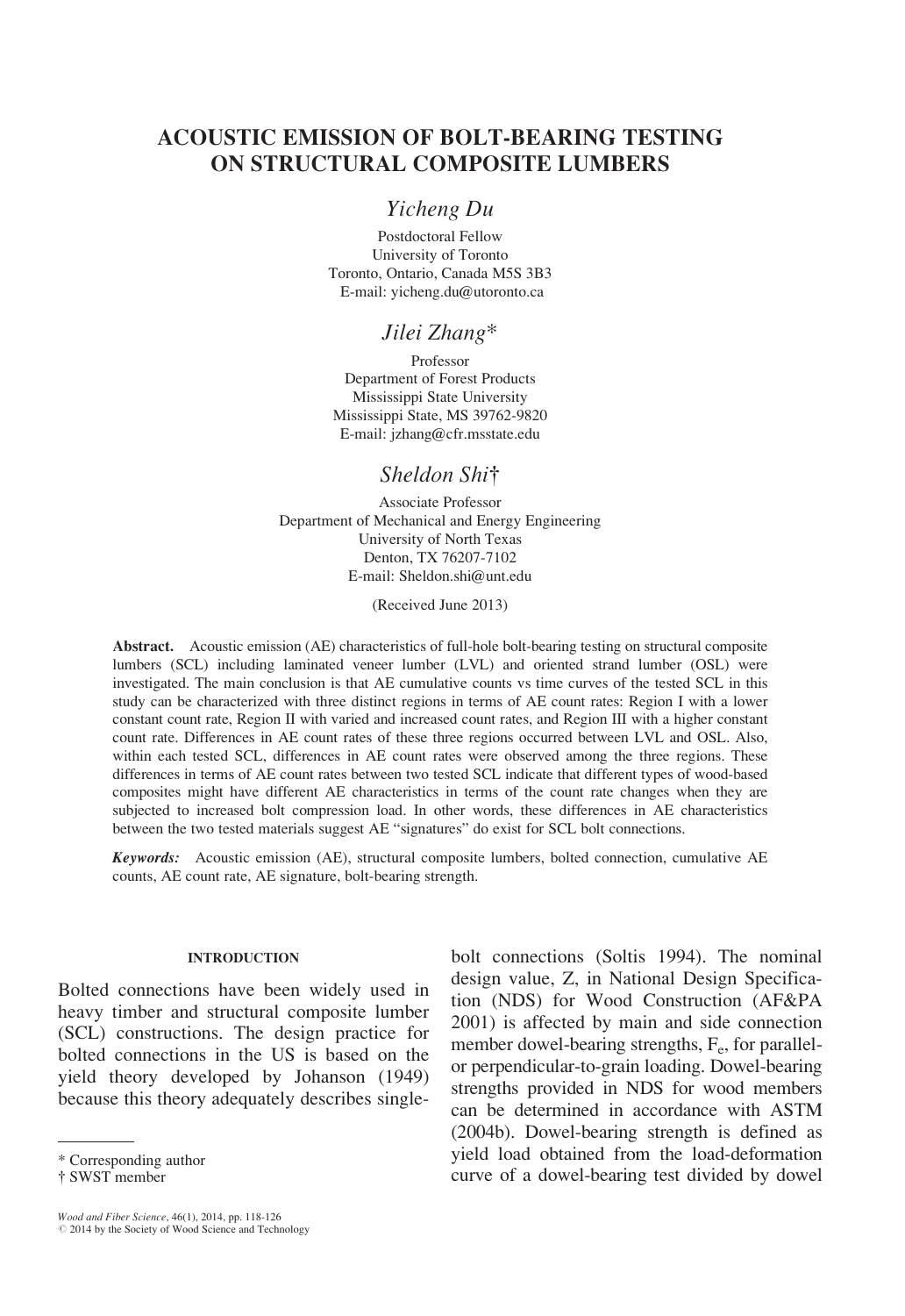# ACOUSTIC EMISSION OF BOLT-BEARING TESTING ON STRUCTURAL COMPOSITE LUMBERS

*Yicheng Du*

Postdoctoral Fellow
University of Toronto
Toronto, Ontario, Canada M5S 3B3
E-mail: yicheng.du@utoronto.ca

*Jilei Zhang**

Professor
Department of Forest Products
Mississippi State University
Mississippi State, MS 39762-9820
E-mail: jzhang@cfr.msstate.edu

*Sheldon Shi†*

Associate Professor
Department of Mechanical and Energy Engineering
University of North Texas
Denton, TX 76207-7102
E-mail: Sheldon.shi@unt.edu

(Received June 2013)

**Abstract.** Acoustic emission (AE) characteristics of full-hole bolt-bearing testing on structural composite lumbers (SCL) including laminated veneer lumber (LVL) and oriented strand lumber (OSL) were investigated. The main conclusion is that AE cumulative counts vs time curves of the tested SCL in this study can be characterized with three distinct regions in terms of AE count rates: Region I with a lower constant count rate, Region II with varied and increased count rates, and Region III with a higher constant count rate. Differences in AE count rates of these three regions occurred between LVL and OSL. Also, within each tested SCL, differences in AE count rates were observed among the three regions. These differences in terms of AE count rates between two tested SCL indicate that different types of wood-based composites might have different AE characteristics in terms of the count rate changes when they are subjected to increased bolt compression load. In other words, these differences in AE characteristics between the two tested materials suggest AE "signatures" do exist for SCL bolt connections.

***Keywords:*** Acoustic emission (AE), structural composite lumbers, bolted connection, cumulative AE counts, AE count rate, AE signature, bolt-bearing strength.

## INTRODUCTION

Bolted connections have been widely used in heavy timber and structural composite lumber (SCL) constructions. The design practice for bolted connections in the US is based on the yield theory developed by Johanson (1949) because this theory adequately describes single-bolt connections (Soltis 1994). The nominal design value, Z, in National Design Specification (NDS) for Wood Construction (AF&PA 2001) is affected by main and side connection member dowel-bearing strengths, $F_e$, for parallel- or perpendicular-to-grain loading. Dowel-bearing strengths provided in NDS for wood members can be determined in accordance with ASTM (2004b). Dowel-bearing strength is defined as yield load obtained from the load-deformation curve of a dowel-bearing test divided by dowel

\* Corresponding author
† SWST member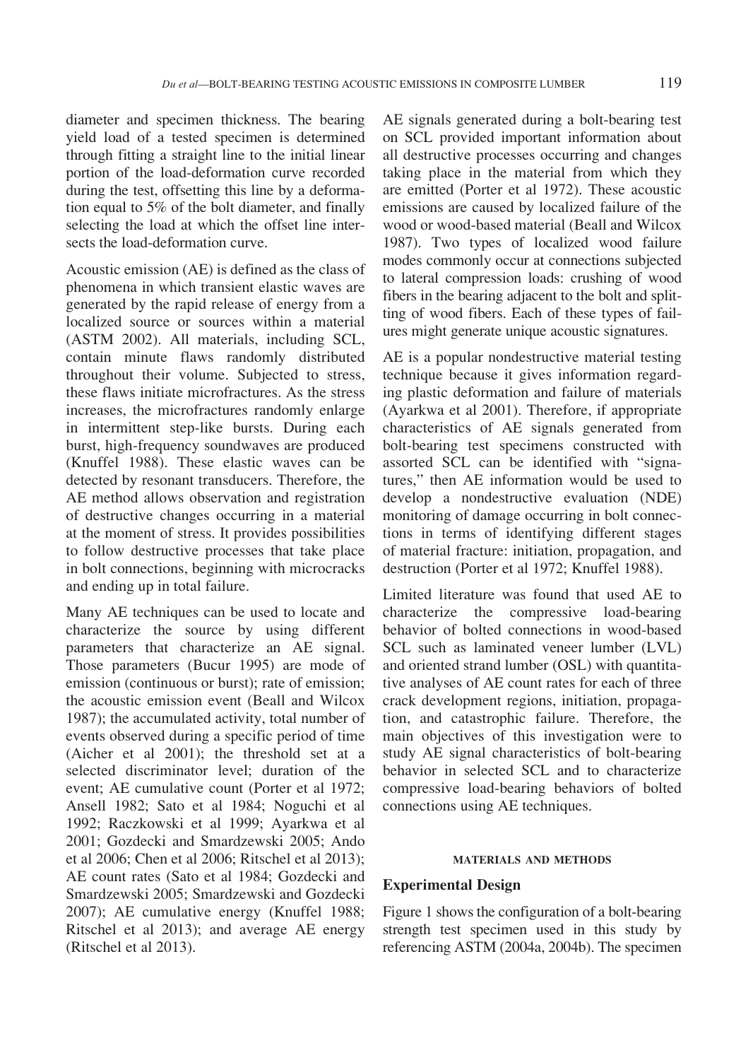diameter and specimen thickness. The bearing yield load of a tested specimen is determined through fitting a straight line to the initial linear portion of the load-deformation curve recorded during the test, offsetting this line by a deformation equal to 5% of the bolt diameter, and finally selecting the load at which the offset line intersects the load-deformation curve.

Acoustic emission (AE) is defined as the class of phenomena in which transient elastic waves are generated by the rapid release of energy from a localized source or sources within a material (ASTM 2002). All materials, including SCL, contain minute flaws randomly distributed throughout their volume. Subjected to stress, these flaws initiate microfractures. As the stress increases, the microfractures randomly enlarge in intermittent step-like bursts. During each burst, high-frequency soundwaves are produced (Knuffel 1988). These elastic waves can be detected by resonant transducers. Therefore, the AE method allows observation and registration of destructive changes occurring in a material at the moment of stress. It provides possibilities to follow destructive processes that take place in bolt connections, beginning with microcracks and ending up in total failure.

Many AE techniques can be used to locate and characterize the source by using different parameters that characterize an AE signal. Those parameters (Bucur 1995) are mode of emission (continuous or burst); rate of emission; the acoustic emission event (Beall and Wilcox 1987); the accumulated activity, total number of events observed during a specific period of time (Aicher et al 2001); the threshold set at a selected discriminator level; duration of the event; AE cumulative count (Porter et al 1972; Ansell 1982; Sato et al 1984; Noguchi et al 1992; Raczkowski et al 1999; Ayarkwa et al 2001; Gozdecki and Smardzewski 2005; Ando et al 2006; Chen et al 2006; Ritschel et al 2013); AE count rates (Sato et al 1984; Gozdecki and Smardzewski 2005; Smardzewski and Gozdecki 2007); AE cumulative energy (Knuffel 1988; Ritschel et al 2013); and average AE energy (Ritschel et al 2013).

AE signals generated during a bolt-bearing test on SCL provided important information about all destructive processes occurring and changes taking place in the material from which they are emitted (Porter et al 1972). These acoustic emissions are caused by localized failure of the wood or wood-based material (Beall and Wilcox 1987). Two types of localized wood failure modes commonly occur at connections subjected to lateral compression loads: crushing of wood fibers in the bearing adjacent to the bolt and splitting of wood fibers. Each of these types of failures might generate unique acoustic signatures.

AE is a popular nondestructive material testing technique because it gives information regarding plastic deformation and failure of materials (Ayarkwa et al 2001). Therefore, if appropriate characteristics of AE signals generated from bolt-bearing test specimens constructed with assorted SCL can be identified with "signatures," then AE information would be used to develop a nondestructive evaluation (NDE) monitoring of damage occurring in bolt connections in terms of identifying different stages of material fracture: initiation, propagation, and destruction (Porter et al 1972; Knuffel 1988).

Limited literature was found that used AE to characterize the compressive load-bearing behavior of bolted connections in wood-based SCL such as laminated veneer lumber (LVL) and oriented strand lumber (OSL) with quantitative analyses of AE count rates for each of three crack development regions, initiation, propagation, and catastrophic failure. Therefore, the main objectives of this investigation were to study AE signal characteristics of bolt-bearing behavior in selected SCL and to characterize compressive load-bearing behaviors of bolted connections using AE techniques.

## MATERIALS AND METHODS

### Experimental Design

Figure 1 shows the configuration of a bolt-bearing strength test specimen used in this study by referencing ASTM (2004a, 2004b). The specimen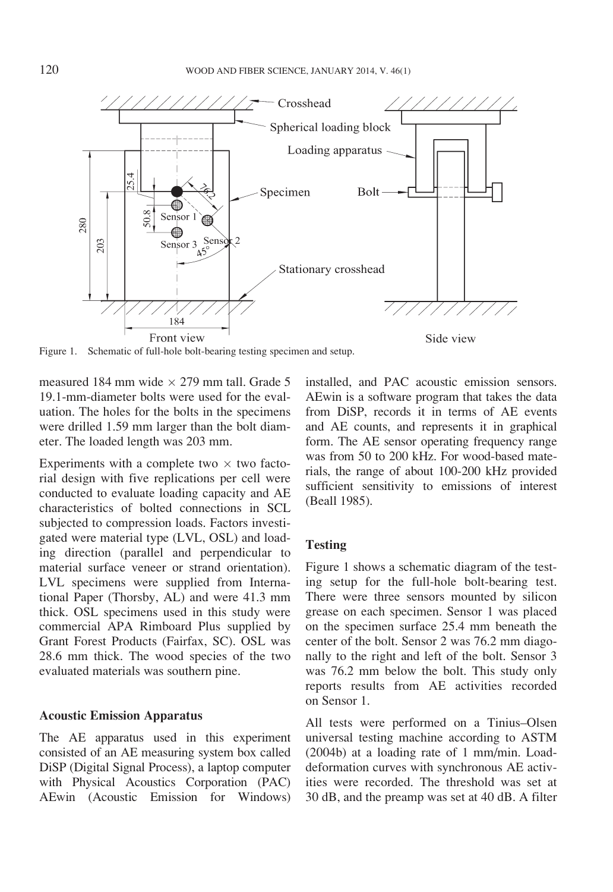Figure 1. Schematic of full-hole bolt-bearing testing specimen and setup.

measured 184 mm wide × 279 mm tall. Grade 5 19.1-mm-diameter bolts were used for the evaluation. The holes for the bolts in the specimens were drilled 1.59 mm larger than the bolt diameter. The loaded length was 203 mm.

Experiments with a complete two × two factorial design with five replications per cell were conducted to evaluate loading capacity and AE characteristics of bolted connections in SCL subjected to compression loads. Factors investigated were material type (LVL, OSL) and loading direction (parallel and perpendicular to material surface veneer or strand orientation). LVL specimens were supplied from International Paper (Thorsby, AL) and were 41.3 mm thick. OSL specimens used in this study were commercial APA Rimboard Plus supplied by Grant Forest Products (Fairfax, SC). OSL was 28.6 mm thick. The wood species of the two evaluated materials was southern pine.

### Acoustic Emission Apparatus

The AE apparatus used in this experiment consisted of an AE measuring system box called DiSP (Digital Signal Process), a laptop computer with Physical Acoustics Corporation (PAC) AEwin (Acoustic Emission for Windows) installed, and PAC acoustic emission sensors. AEwin is a software program that takes the data from DiSP, records it in terms of AE events and AE counts, and represents it in graphical form. The AE sensor operating frequency range was from 50 to 200 kHz. For wood-based materials, the range of about 100-200 kHz provided sufficient sensitivity to emissions of interest (Beall 1985).

### Testing

Figure 1 shows a schematic diagram of the testing setup for the full-hole bolt-bearing test. There were three sensors mounted by silicon grease on each specimen. Sensor 1 was placed on the specimen surface 25.4 mm beneath the center of the bolt. Sensor 2 was 76.2 mm diagonally to the right and left of the bolt. Sensor 3 was 76.2 mm below the bolt. This study only reports results from AE activities recorded on Sensor 1.

All tests were performed on a Tinius–Olsen universal testing machine according to ASTM (2004b) at a loading rate of 1 mm/min. Load-deformation curves with synchronous AE activities were recorded. The threshold was set at 30 dB, and the preamp was set at 40 dB. A filter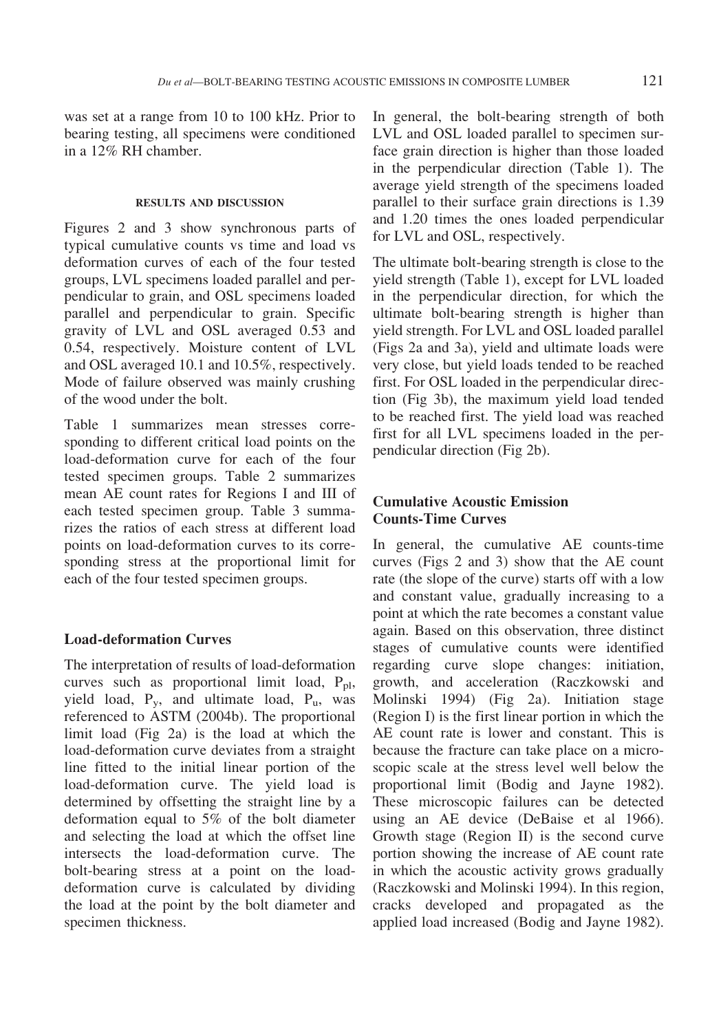was set at a range from 10 to 100 kHz. Prior to bearing testing, all specimens were conditioned in a 12% RH chamber.

## RESULTS AND DISCUSSION

Figures 2 and 3 show synchronous parts of typical cumulative counts vs time and load vs deformation curves of each of the four tested groups, LVL specimens loaded parallel and perpendicular to grain, and OSL specimens loaded parallel and perpendicular to grain. Specific gravity of LVL and OSL averaged 0.53 and 0.54, respectively. Moisture content of LVL and OSL averaged 10.1 and 10.5%, respectively. Mode of failure observed was mainly crushing of the wood under the bolt.

Table 1 summarizes mean stresses corresponding to different critical load points on the load-deformation curve for each of the four tested specimen groups. Table 2 summarizes mean AE count rates for Regions I and III of each tested specimen group. Table 3 summarizes the ratios of each stress at different load points on load-deformation curves to its corresponding stress at the proportional limit for each of the four tested specimen groups.

### Load-deformation Curves

The interpretation of results of load-deformation curves such as proportional limit load, $P_{pl}$, yield load, $P_y$, and ultimate load, $P_u$, was referenced to ASTM (2004b). The proportional limit load (Fig 2a) is the load at which the load-deformation curve deviates from a straight line fitted to the initial linear portion of the load-deformation curve. The yield load is determined by offsetting the straight line by a deformation equal to 5% of the bolt diameter and selecting the load at which the offset line intersects the load-deformation curve. The bolt-bearing stress at a point on the load-deformation curve is calculated by dividing the load at the point by the bolt diameter and specimen thickness.

In general, the bolt-bearing strength of both LVL and OSL loaded parallel to specimen surface grain direction is higher than those loaded in the perpendicular direction (Table 1). The average yield strength of the specimens loaded parallel to their surface grain directions is 1.39 and 1.20 times the ones loaded perpendicular for LVL and OSL, respectively.

The ultimate bolt-bearing strength is close to the yield strength (Table 1), except for LVL loaded in the perpendicular direction, for which the ultimate bolt-bearing strength is higher than yield strength. For LVL and OSL loaded parallel (Figs 2a and 3a), yield and ultimate loads were very close, but yield loads tended to be reached first. For OSL loaded in the perpendicular direction (Fig 3b), the maximum yield load tended to be reached first. The yield load was reached first for all LVL specimens loaded in the perpendicular direction (Fig 2b).

### Cumulative Acoustic Emission Counts-Time Curves

In general, the cumulative AE counts-time curves (Figs 2 and 3) show that the AE count rate (the slope of the curve) starts off with a low and constant value, gradually increasing to a point at which the rate becomes a constant value again. Based on this observation, three distinct stages of cumulative counts were identified regarding curve slope changes: initiation, growth, and acceleration (Raczkowski and Molinski 1994) (Fig 2a). Initiation stage (Region I) is the first linear portion in which the AE count rate is lower and constant. This is because the fracture can take place on a microscopic scale at the stress level well below the proportional limit (Bodig and Jayne 1982). These microscopic failures can be detected using an AE device (DeBaise et al 1966). Growth stage (Region II) is the second curve portion showing the increase of AE count rate in which the acoustic activity grows gradually (Raczkowski and Molinski 1994). In this region, cracks developed and propagated as the applied load increased (Bodig and Jayne 1982).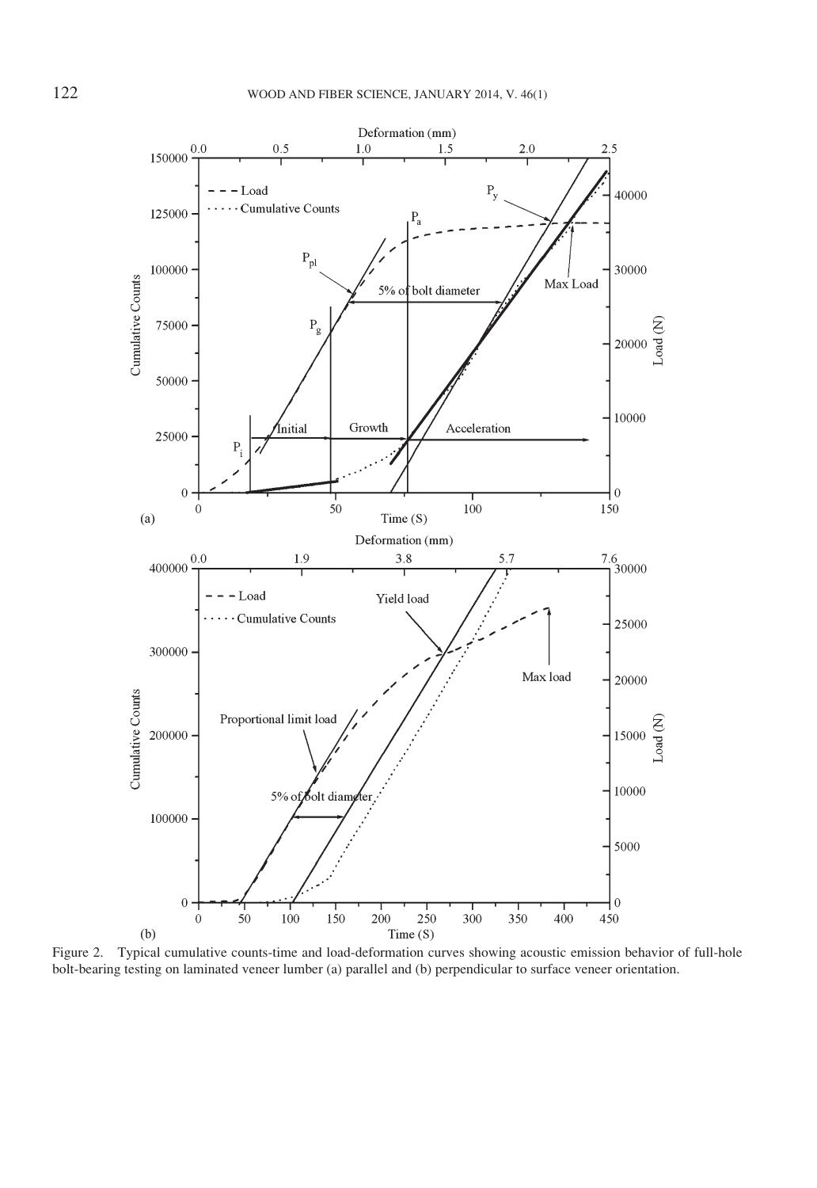Figure 2. Typical cumulative counts-time and load-deformation curves showing acoustic emission behavior of full-hole bolt-bearing testing on laminated veneer lumber (a) parallel and (b) perpendicular to surface veneer orientation.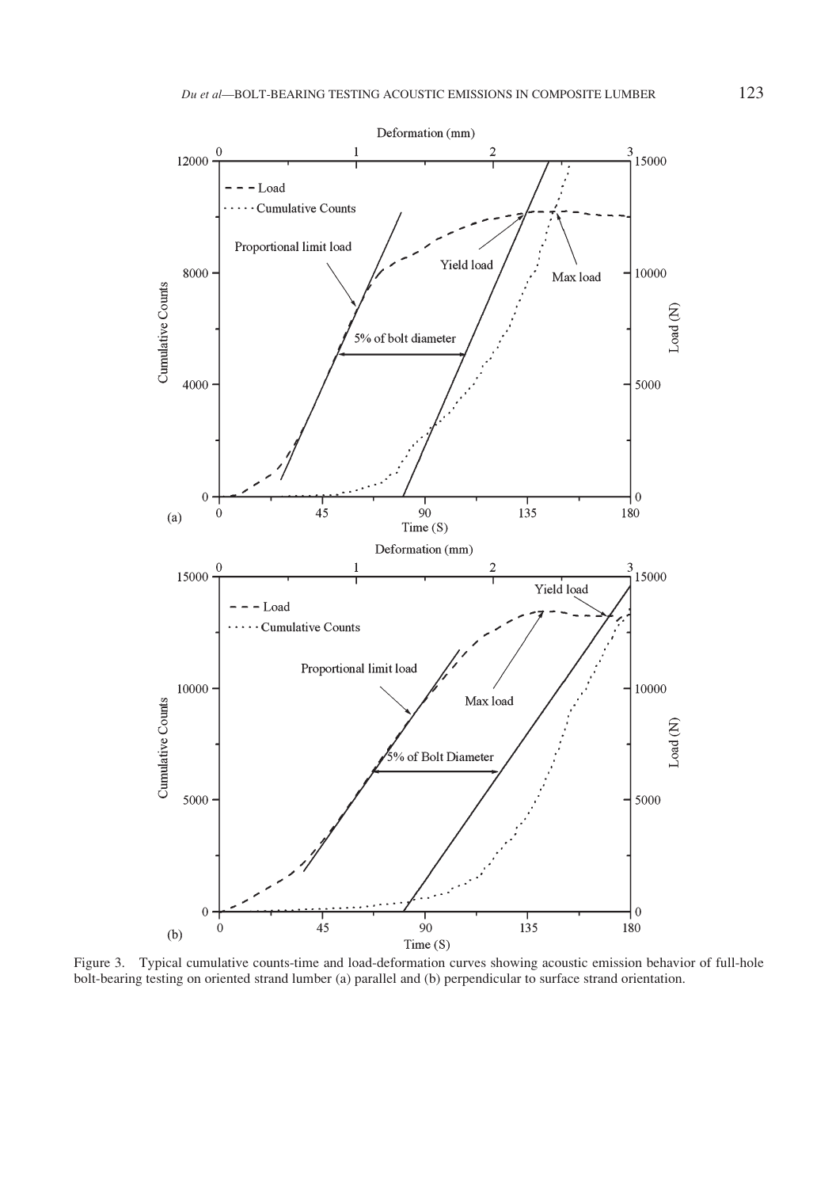Figure 3. Typical cumulative counts-time and load-deformation curves showing acoustic emission behavior of full-hole bolt-bearing testing on oriented strand lumber (a) parallel and (b) perpendicular to surface strand orientation.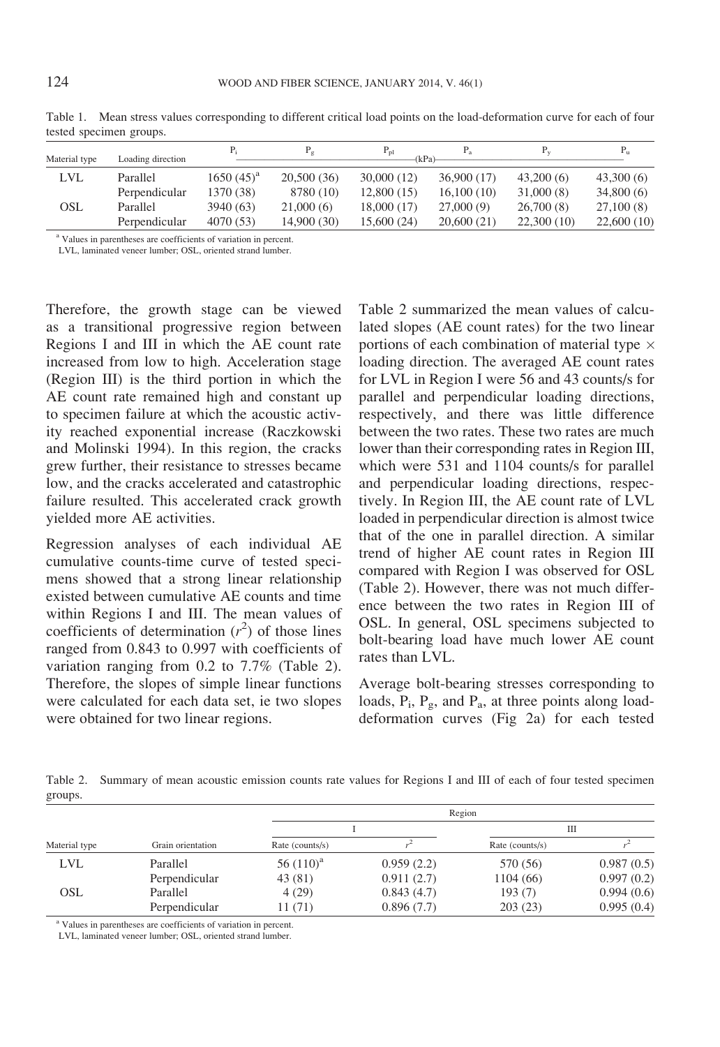Table 1. Mean stress values corresponding to different critical load points on the load-deformation curve for each of four tested specimen groups.

| Material type | Loading direction | $P_i$ | $P_g$ | $P_{pl}$ | $P_a$ | $P_y$ | $P_u$ |
|---|---|---|---|---|---|---|---|
| | | (kPa) | | | | | |
| LVL | Parallel | 1650 (45)[a] | 20,500 (36) | 30,000 (12) | 36,900 (17) | 43,200 (6) | 43,300 (6) |
| | Perpendicular | 1370 (38) | 8780 (10) | 12,800 (15) | 16,100 (10) | 31,000 (8) | 34,800 (6) |
| OSL | Parallel | 3940 (63) | 21,000 (6) | 18,000 (17) | 27,000 (9) | 26,700 (8) | 27,100 (8) |
| | Perpendicular | 4070 (53) | 14,900 (30) | 15,600 (24) | 20,600 (21) | 22,300 (10) | 22,600 (10) |

[a] Values in parentheses are coefficients of variation in percent.
LVL, laminated veneer lumber; OSL, oriented strand lumber.

Therefore, the growth stage can be viewed as a transitional progressive region between Regions I and III in which the AE count rate increased from low to high. Acceleration stage (Region III) is the third portion in which the AE count rate remained high and constant up to specimen failure at which the acoustic activity reached exponential increase (Raczkowski and Molinski 1994). In this region, the cracks grew further, their resistance to stresses became low, and the cracks accelerated and catastrophic failure resulted. This accelerated crack growth yielded more AE activities.

Regression analyses of each individual AE cumulative counts-time curve of tested specimens showed that a strong linear relationship existed between cumulative AE counts and time within Regions I and III. The mean values of coefficients of determination ($r^2$) of those lines ranged from 0.843 to 0.997 with coefficients of variation ranging from 0.2 to 7.7% (Table 2). Therefore, the slopes of simple linear functions were calculated for each data set, ie two slopes were obtained for two linear regions.

Table 2 summarized the mean values of calculated slopes (AE count rates) for the two linear portions of each combination of material type × loading direction. The averaged AE count rates for LVL in Region I were 56 and 43 counts/s for parallel and perpendicular loading directions, respectively, and there was little difference between the two rates. These two rates are much lower than their corresponding rates in Region III, which were 531 and 1104 counts/s for parallel and perpendicular loading directions, respectively. In Region III, the AE count rate of LVL loaded in perpendicular direction is almost twice that of the one in parallel direction. A similar trend of higher AE count rates in Region III compared with Region I was observed for OSL (Table 2). However, there was not much difference between the two rates in Region III of OSL. In general, OSL specimens subjected to bolt-bearing load have much lower AE count rates than LVL.

Average bolt-bearing stresses corresponding to loads, $P_i$, $P_g$, and $P_a$, at three points along load-deformation curves (Fig 2a) for each tested

Table 2. Summary of mean acoustic emission counts rate values for Regions I and III of each of four tested specimen groups.

| | | Region | | | |
|---|---|---|---|---|---|
| | | I | | III | |
| Material type | Grain orientation | Rate (counts/s) | $r^2$ | Rate (counts/s) | $r^2$ |
| LVL | Parallel | 56 (110)[a] | 0.959 (2.2) | 570 (56) | 0.987 (0.5) |
| | Perpendicular | 43 (81) | 0.911 (2.7) | 1104 (66) | 0.997 (0.2) |
| OSL | Parallel | 4 (29) | 0.843 (4.7) | 193 (7) | 0.994 (0.6) |
| | Perpendicular | 11 (71) | 0.896 (7.7) | 203 (23) | 0.995 (0.4) |

[a] Values in parentheses are coefficients of variation in percent.
LVL, laminated veneer lumber; OSL, oriented strand lumber.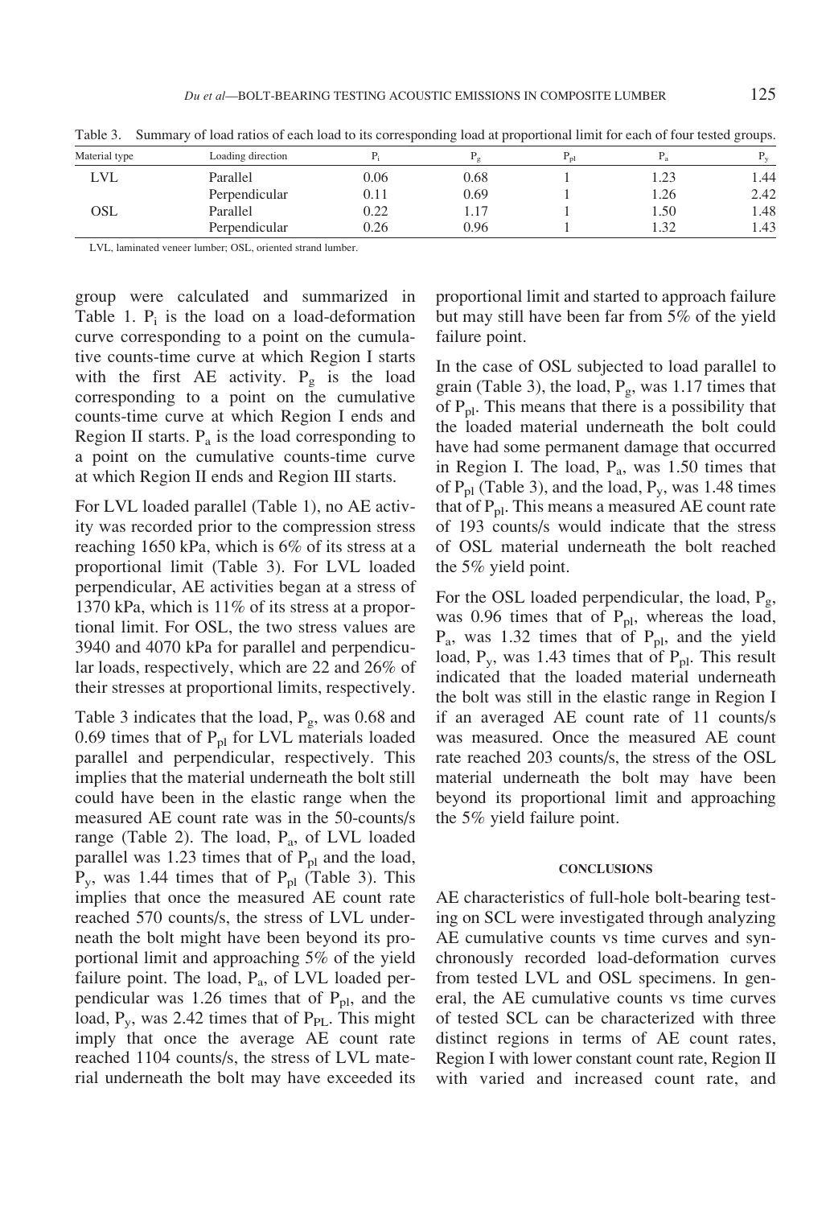Table 3. Summary of load ratios of each load to its corresponding load at proportional limit for each of four tested groups.

| Material type | Loading direction | $P_i$ | $P_g$ | $P_{pl}$ | $P_a$ | $P_y$ |
|---|---|---|---|---|---|---|
| LVL | Parallel | 0.06 | 0.68 | 1 | 1.23 | 1.44 |
| | Perpendicular | 0.11 | 0.69 | 1 | 1.26 | 2.42 |
| OSL | Parallel | 0.22 | 1.17 | 1 | 1.50 | 1.48 |
| | Perpendicular | 0.26 | 0.96 | 1 | 1.32 | 1.43 |

LVL, laminated veneer lumber; OSL, oriented strand lumber.

group were calculated and summarized in Table 1. $P_i$ is the load on a load-deformation curve corresponding to a point on the cumulative counts-time curve at which Region I starts with the first AE activity. $P_g$ is the load corresponding to a point on the cumulative counts-time curve at which Region I ends and Region II starts. $P_a$ is the load corresponding to a point on the cumulative counts-time curve at which Region II ends and Region III starts.

For LVL loaded parallel (Table 1), no AE activity was recorded prior to the compression stress reaching 1650 kPa, which is 6% of its stress at a proportional limit (Table 3). For LVL loaded perpendicular, AE activities began at a stress of 1370 kPa, which is 11% of its stress at a proportional limit. For OSL, the two stress values are 3940 and 4070 kPa for parallel and perpendicular loads, respectively, which are 22 and 26% of their stresses at proportional limits, respectively.

Table 3 indicates that the load, $P_g$, was 0.68 and 0.69 times that of $P_{pl}$ for LVL materials loaded parallel and perpendicular, respectively. This implies that the material underneath the bolt still could have been in the elastic range when the measured AE count rate was in the 50-counts/s range (Table 2). The load, $P_a$, of LVL loaded parallel was 1.23 times that of $P_{pl}$ and the load, $P_y$, was 1.44 times that of $P_{pl}$ (Table 3). This implies that once the measured AE count rate reached 570 counts/s, the stress of LVL underneath the bolt might have been beyond its proportional limit and approaching 5% of the yield failure point. The load, $P_a$, of LVL loaded perpendicular was 1.26 times that of $P_{pl}$, and the load, $P_y$, was 2.42 times that of $P_{PL}$. This might imply that once the average AE count rate reached 1104 counts/s, the stress of LVL material underneath the bolt may have exceeded its proportional limit and started to approach failure but may still have been far from 5% of the yield failure point.

In the case of OSL subjected to load parallel to grain (Table 3), the load, $P_g$, was 1.17 times that of $P_{pl}$. This means that there is a possibility that the loaded material underneath the bolt could have had some permanent damage that occurred in Region I. The load, $P_a$, was 1.50 times that of $P_{pl}$ (Table 3), and the load, $P_y$, was 1.48 times that of $P_{pl}$. This means a measured AE count rate of 193 counts/s would indicate that the stress of OSL material underneath the bolt reached the 5% yield point.

For the OSL loaded perpendicular, the load, $P_g$, was 0.96 times that of $P_{pl}$, whereas the load, $P_a$, was 1.32 times that of $P_{pl}$, and the yield load, $P_y$, was 1.43 times that of $P_{pl}$. This result indicated that the loaded material underneath the bolt was still in the elastic range in Region I if an averaged AE count rate of 11 counts/s was measured. Once the measured AE count rate reached 203 counts/s, the stress of the OSL material underneath the bolt may have been beyond its proportional limit and approaching the 5% yield failure point.

## CONCLUSIONS

AE characteristics of full-hole bolt-bearing testing on SCL were investigated through analyzing AE cumulative counts vs time curves and synchronously recorded load-deformation curves from tested LVL and OSL specimens. In general, the AE cumulative counts vs time curves of tested SCL can be characterized with three distinct regions in terms of AE count rates, Region I with lower constant count rate, Region II with varied and increased count rate, and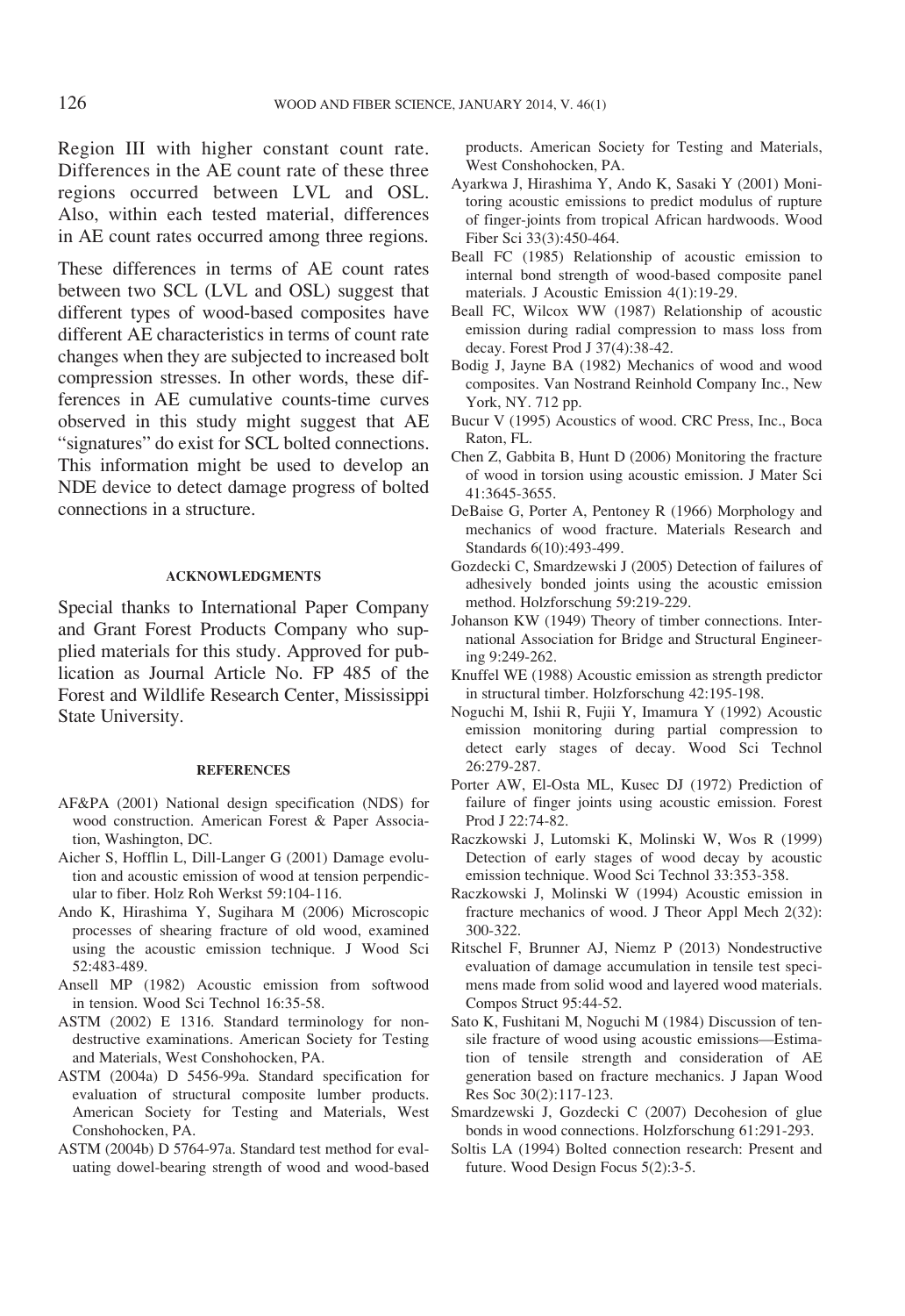Region III with higher constant count rate. Differences in the AE count rate of these three regions occurred between LVL and OSL. Also, within each tested material, differences in AE count rates occurred among three regions.

These differences in terms of AE count rates between two SCL (LVL and OSL) suggest that different types of wood-based composites have different AE characteristics in terms of count rate changes when they are subjected to increased bolt compression stresses. In other words, these differences in AE cumulative counts-time curves observed in this study might suggest that AE "signatures" do exist for SCL bolted connections. This information might be used to develop an NDE device to detect damage progress of bolted connections in a structure.

### ACKNOWLEDGMENTS

Special thanks to International Paper Company and Grant Forest Products Company who supplied materials for this study. Approved for publication as Journal Article No. FP 485 of the Forest and Wildlife Research Center, Mississippi State University.

### REFERENCES

AF&PA (2001) National design specification (NDS) for wood construction. American Forest & Paper Association, Washington, DC.

Aicher S, Hofflin L, Dill-Langer G (2001) Damage evolution and acoustic emission of wood at tension perpendicular to fiber. Holz Roh Werkst 59:104-116.

Ando K, Hirashima Y, Sugihara M (2006) Microscopic processes of shearing fracture of old wood, examined using the acoustic emission technique. J Wood Sci 52:483-489.

Ansell MP (1982) Acoustic emission from softwood in tension. Wood Sci Technol 16:35-58.

ASTM (2002) E 1316. Standard terminology for nondestructive examinations. American Society for Testing and Materials, West Conshohocken, PA.

ASTM (2004a) D 5456-99a. Standard specification for evaluation of structural composite lumber products. American Society for Testing and Materials, West Conshohocken, PA.

ASTM (2004b) D 5764-97a. Standard test method for evaluating dowel-bearing strength of wood and wood-based products. American Society for Testing and Materials, West Conshohocken, PA.

Ayarkwa J, Hirashima Y, Ando K, Sasaki Y (2001) Monitoring acoustic emissions to predict modulus of rupture of finger-joints from tropical African hardwoods. Wood Fiber Sci 33(3):450-464.

Beall FC (1985) Relationship of acoustic emission to internal bond strength of wood-based composite panel materials. J Acoustic Emission 4(1):19-29.

Beall FC, Wilcox WW (1987) Relationship of acoustic emission during radial compression to mass loss from decay. Forest Prod J 37(4):38-42.

Bodig J, Jayne BA (1982) Mechanics of wood and wood composites. Van Nostrand Reinhold Company Inc., New York, NY. 712 pp.

Bucur V (1995) Acoustics of wood. CRC Press, Inc., Boca Raton, FL.

Chen Z, Gabbita B, Hunt D (2006) Monitoring the fracture of wood in torsion using acoustic emission. J Mater Sci 41:3645-3655.

DeBaise G, Porter A, Pentoney R (1966) Morphology and mechanics of wood fracture. Materials Research and Standards 6(10):493-499.

Gozdecki C, Smardzewski J (2005) Detection of failures of adhesively bonded joints using the acoustic emission method. Holzforschung 59:219-229.

Johanson KW (1949) Theory of timber connections. International Association for Bridge and Structural Engineering 9:249-262.

Knuffel WE (1988) Acoustic emission as strength predictor in structural timber. Holzforschung 42:195-198.

Noguchi M, Ishii R, Fujii Y, Imamura Y (1992) Acoustic emission monitoring during partial compression to detect early stages of decay. Wood Sci Technol 26:279-287.

Porter AW, El-Osta ML, Kusec DJ (1972) Prediction of failure of finger joints using acoustic emission. Forest Prod J 22:74-82.

Raczkowski J, Lutomski K, Molinski W, Wos R (1999) Detection of early stages of wood decay by acoustic emission technique. Wood Sci Technol 33:353-358.

Raczkowski J, Molinski W (1994) Acoustic emission in fracture mechanics of wood. J Theor Appl Mech 2(32): 300-322.

Ritschel F, Brunner AJ, Niemz P (2013) Nondestructive evaluation of damage accumulation in tensile test specimens made from solid wood and layered wood materials. Compos Struct 95:44-52.

Sato K, Fushitani M, Noguchi M (1984) Discussion of tensile fracture of wood using acoustic emissions—Estimation of tensile strength and consideration of AE generation based on fracture mechanics. J Japan Wood Res Soc 30(2):117-123.

Smardzewski J, Gozdecki C (2007) Decohesion of glue bonds in wood connections. Holzforschung 61:291-293.

Soltis LA (1994) Bolted connection research: Present and future. Wood Design Focus 5(2):3-5.